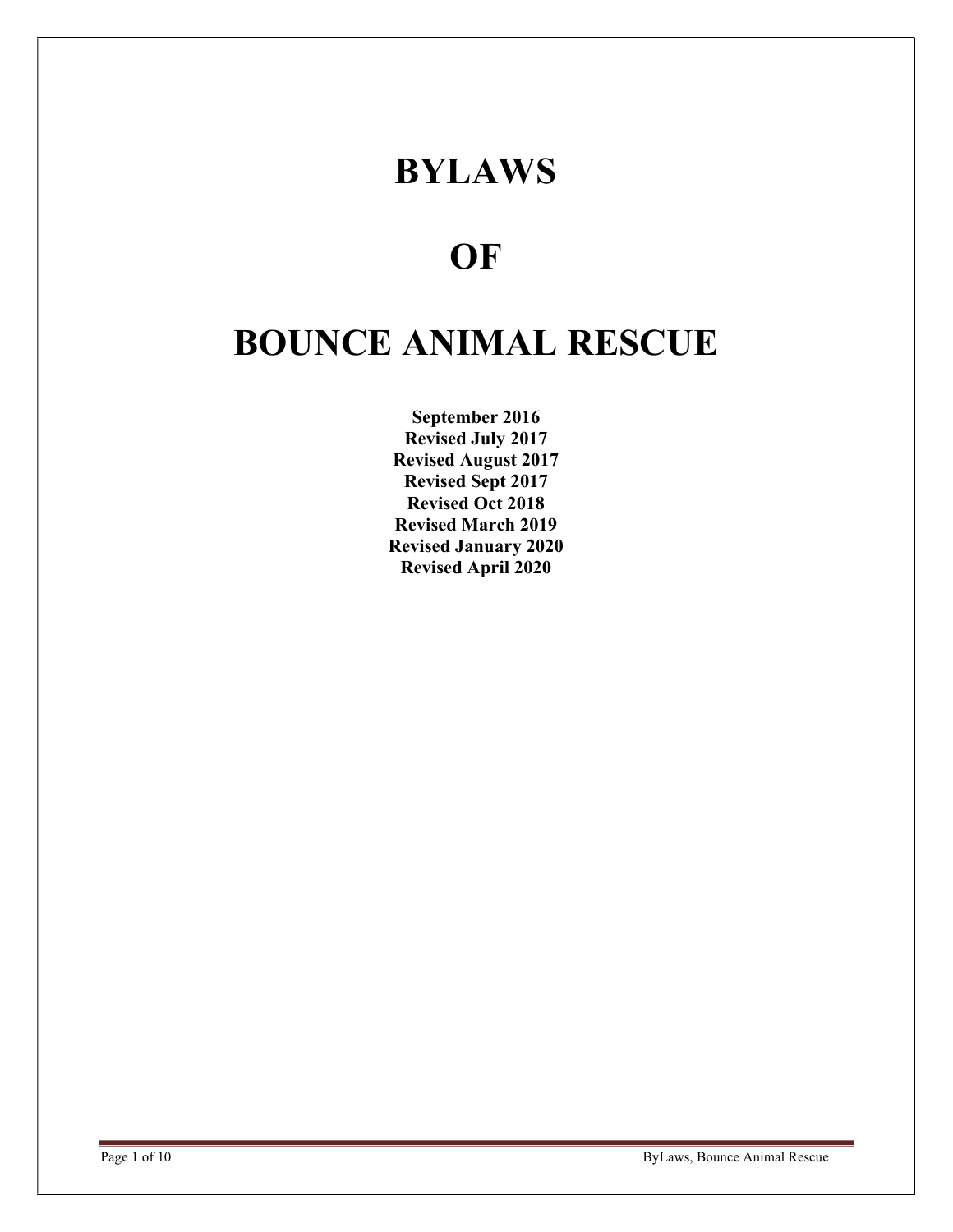# BYLAWS

# OF

# BOUNCE ANIMAL RESCUE

**September 2016**
**Revised July 2017**
**Revised August 2017**
**Revised Sept 2017**
**Revised Oct 2018**
**Revised March 2019**
**Revised January 2020**
**Revised April 2020**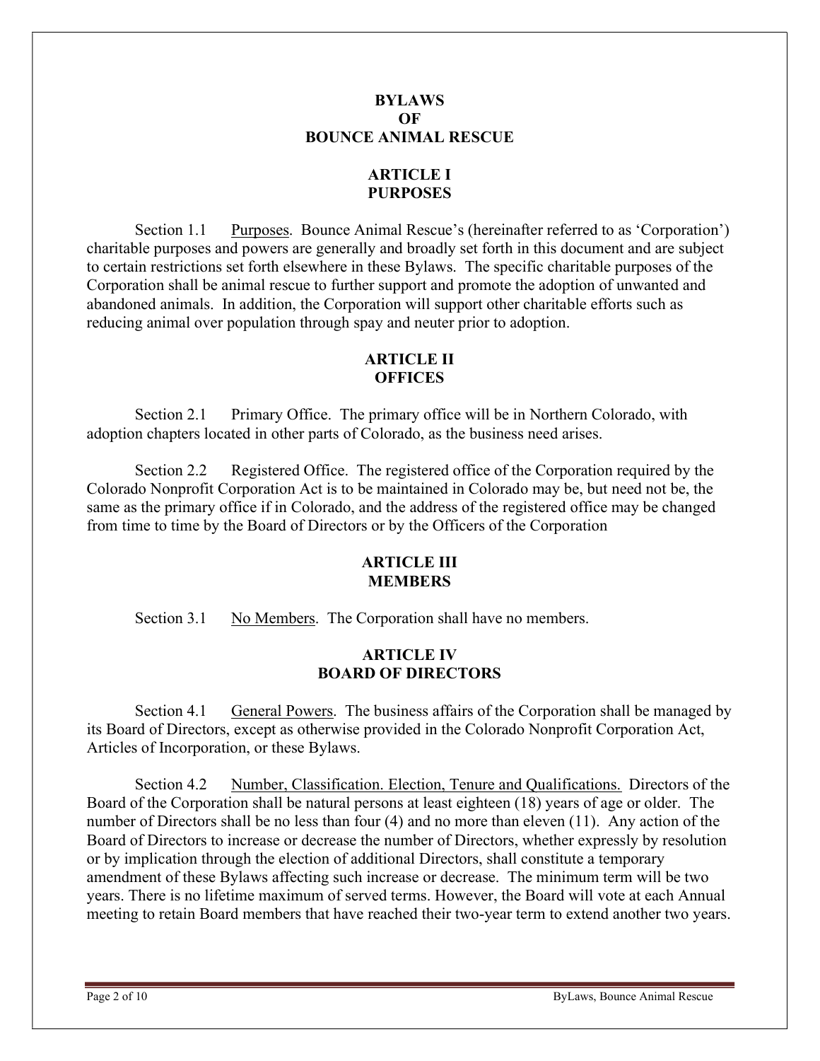# BYLAWS OF BOUNCE ANIMAL RESCUE

## ARTICLE I
## PURPOSES

Section 1.1 Purposes. Bounce Animal Rescue's (hereinafter referred to as 'Corporation') charitable purposes and powers are generally and broadly set forth in this document and are subject to certain restrictions set forth elsewhere in these Bylaws. The specific charitable purposes of the Corporation shall be animal rescue to further support and promote the adoption of unwanted and abandoned animals. In addition, the Corporation will support other charitable efforts such as reducing animal over population through spay and neuter prior to adoption.

## ARTICLE II
## OFFICES

Section 2.1 Primary Office. The primary office will be in Northern Colorado, with adoption chapters located in other parts of Colorado, as the business need arises.

Section 2.2 Registered Office. The registered office of the Corporation required by the Colorado Nonprofit Corporation Act is to be maintained in Colorado may be, but need not be, the same as the primary office if in Colorado, and the address of the registered office may be changed from time to time by the Board of Directors or by the Officers of the Corporation

## ARTICLE III
## MEMBERS

Section 3.1 No Members. The Corporation shall have no members.

## ARTICLE IV
## BOARD OF DIRECTORS

Section 4.1 General Powers. The business affairs of the Corporation shall be managed by its Board of Directors, except as otherwise provided in the Colorado Nonprofit Corporation Act, Articles of Incorporation, or these Bylaws.

Section 4.2 Number, Classification. Election, Tenure and Qualifications. Directors of the Board of the Corporation shall be natural persons at least eighteen (18) years of age or older. The number of Directors shall be no less than four (4) and no more than eleven (11). Any action of the Board of Directors to increase or decrease the number of Directors, whether expressly by resolution or by implication through the election of additional Directors, shall constitute a temporary amendment of these Bylaws affecting such increase or decrease. The minimum term will be two years. There is no lifetime maximum of served terms. However, the Board will vote at each Annual meeting to retain Board members that have reached their two-year term to extend another two years.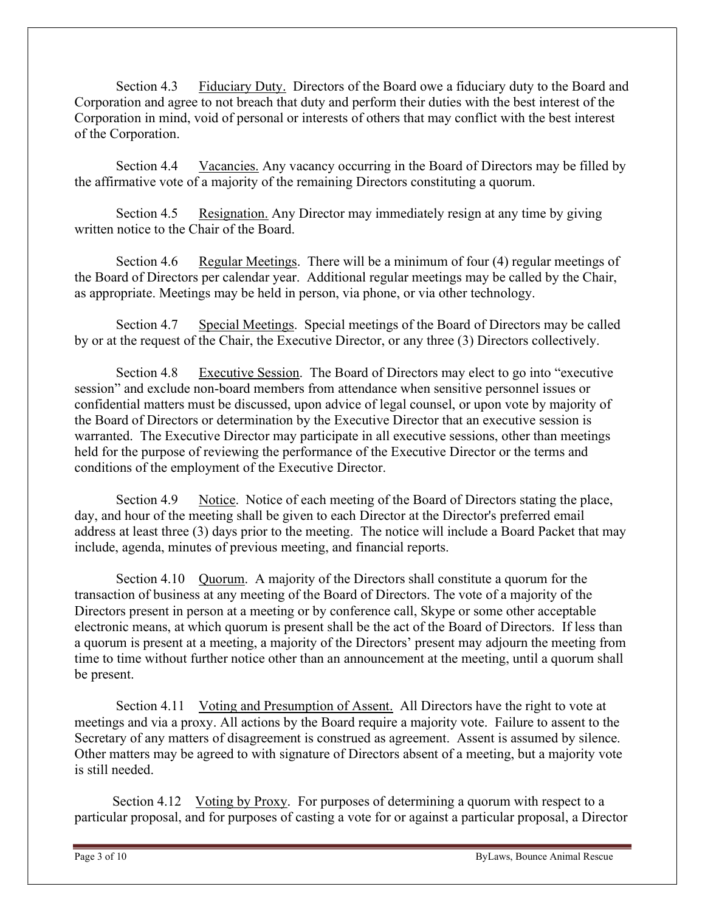Section 4.3 Fiduciary Duty. Directors of the Board owe a fiduciary duty to the Board and Corporation and agree to not breach that duty and perform their duties with the best interest of the Corporation in mind, void of personal or interests of others that may conflict with the best interest of the Corporation.

Section 4.4 Vacancies. Any vacancy occurring in the Board of Directors may be filled by the affirmative vote of a majority of the remaining Directors constituting a quorum.

Section 4.5 Resignation. Any Director may immediately resign at any time by giving written notice to the Chair of the Board.

Section 4.6 Regular Meetings. There will be a minimum of four (4) regular meetings of the Board of Directors per calendar year. Additional regular meetings may be called by the Chair, as appropriate. Meetings may be held in person, via phone, or via other technology.

Section 4.7 Special Meetings. Special meetings of the Board of Directors may be called by or at the request of the Chair, the Executive Director, or any three (3) Directors collectively.

Section 4.8 Executive Session. The Board of Directors may elect to go into "executive session" and exclude non-board members from attendance when sensitive personnel issues or confidential matters must be discussed, upon advice of legal counsel, or upon vote by majority of the Board of Directors or determination by the Executive Director that an executive session is warranted. The Executive Director may participate in all executive sessions, other than meetings held for the purpose of reviewing the performance of the Executive Director or the terms and conditions of the employment of the Executive Director.

Section 4.9 Notice. Notice of each meeting of the Board of Directors stating the place, day, and hour of the meeting shall be given to each Director at the Director's preferred email address at least three (3) days prior to the meeting. The notice will include a Board Packet that may include, agenda, minutes of previous meeting, and financial reports.

Section 4.10 Quorum. A majority of the Directors shall constitute a quorum for the transaction of business at any meeting of the Board of Directors. The vote of a majority of the Directors present in person at a meeting or by conference call, Skype or some other acceptable electronic means, at which quorum is present shall be the act of the Board of Directors. If less than a quorum is present at a meeting, a majority of the Directors' present may adjourn the meeting from time to time without further notice other than an announcement at the meeting, until a quorum shall be present.

Section 4.11 Voting and Presumption of Assent. All Directors have the right to vote at meetings and via a proxy. All actions by the Board require a majority vote. Failure to assent to the Secretary of any matters of disagreement is construed as agreement. Assent is assumed by silence. Other matters may be agreed to with signature of Directors absent of a meeting, but a majority vote is still needed.

Section 4.12 Voting by Proxy. For purposes of determining a quorum with respect to a particular proposal, and for purposes of casting a vote for or against a particular proposal, a Director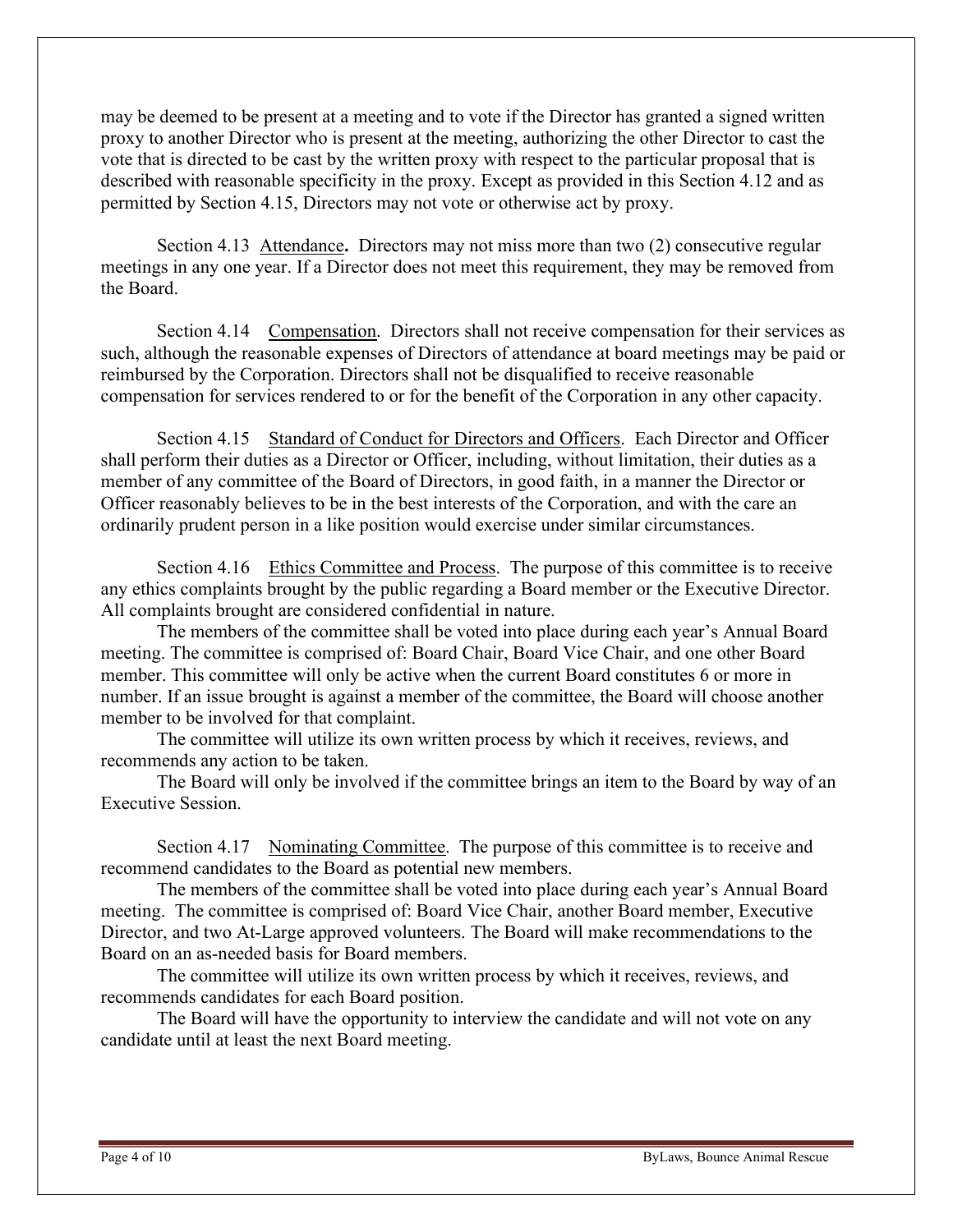may be deemed to be present at a meeting and to vote if the Director has granted a signed written proxy to another Director who is present at the meeting, authorizing the other Director to cast the vote that is directed to be cast by the written proxy with respect to the particular proposal that is described with reasonable specificity in the proxy. Except as provided in this Section 4.12 and as permitted by Section 4.15, Directors may not vote or otherwise act by proxy.

Section 4.13 Attendance**.** Directors may not miss more than two (2) consecutive regular meetings in any one year. If a Director does not meet this requirement, they may be removed from the Board.

Section 4.14 Compensation. Directors shall not receive compensation for their services as such, although the reasonable expenses of Directors of attendance at board meetings may be paid or reimbursed by the Corporation. Directors shall not be disqualified to receive reasonable compensation for services rendered to or for the benefit of the Corporation in any other capacity.

Section 4.15 Standard of Conduct for Directors and Officers. Each Director and Officer shall perform their duties as a Director or Officer, including, without limitation, their duties as a member of any committee of the Board of Directors, in good faith, in a manner the Director or Officer reasonably believes to be in the best interests of the Corporation, and with the care an ordinarily prudent person in a like position would exercise under similar circumstances.

Section 4.16 Ethics Committee and Process. The purpose of this committee is to receive any ethics complaints brought by the public regarding a Board member or the Executive Director. All complaints brought are considered confidential in nature.

The members of the committee shall be voted into place during each year's Annual Board meeting. The committee is comprised of: Board Chair, Board Vice Chair, and one other Board member. This committee will only be active when the current Board constitutes 6 or more in number. If an issue brought is against a member of the committee, the Board will choose another member to be involved for that complaint.

The committee will utilize its own written process by which it receives, reviews, and recommends any action to be taken.

The Board will only be involved if the committee brings an item to the Board by way of an Executive Session.

Section 4.17 Nominating Committee. The purpose of this committee is to receive and recommend candidates to the Board as potential new members.

The members of the committee shall be voted into place during each year's Annual Board meeting. The committee is comprised of: Board Vice Chair, another Board member, Executive Director, and two At-Large approved volunteers. The Board will make recommendations to the Board on an as-needed basis for Board members.

The committee will utilize its own written process by which it receives, reviews, and recommends candidates for each Board position.

The Board will have the opportunity to interview the candidate and will not vote on any candidate until at least the next Board meeting.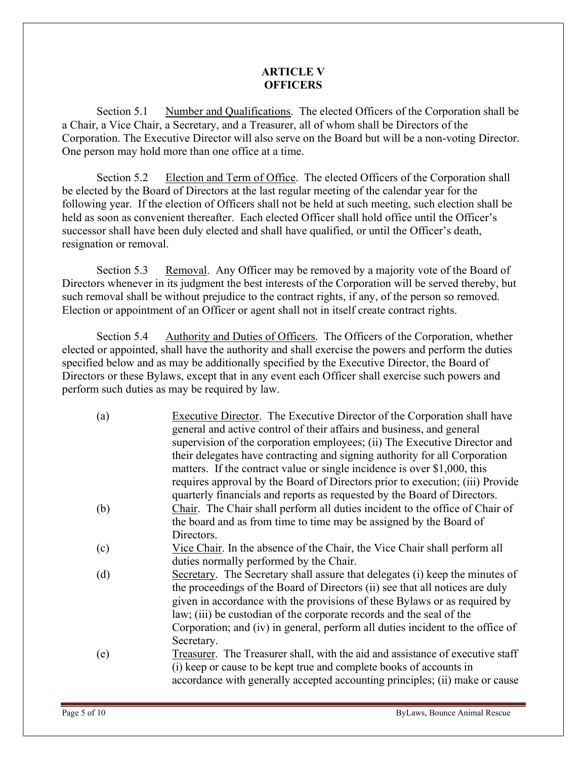## ARTICLE V
## OFFICERS

Section 5.1 Number and Qualifications. The elected Officers of the Corporation shall be a Chair, a Vice Chair, a Secretary, and a Treasurer, all of whom shall be Directors of the Corporation. The Executive Director will also serve on the Board but will be a non-voting Director. One person may hold more than one office at a time.

Section 5.2 Election and Term of Office. The elected Officers of the Corporation shall be elected by the Board of Directors at the last regular meeting of the calendar year for the following year. If the election of Officers shall not be held at such meeting, such election shall be held as soon as convenient thereafter. Each elected Officer shall hold office until the Officer's successor shall have been duly elected and shall have qualified, or until the Officer's death, resignation or removal.

Section 5.3 Removal. Any Officer may be removed by a majority vote of the Board of Directors whenever in its judgment the best interests of the Corporation will be served thereby, but such removal shall be without prejudice to the contract rights, if any, of the person so removed. Election or appointment of an Officer or agent shall not in itself create contract rights.

Section 5.4 Authority and Duties of Officers. The Officers of the Corporation, whether elected or appointed, shall have the authority and shall exercise the powers and perform the duties specified below and as may be additionally specified by the Executive Director, the Board of Directors or these Bylaws, except that in any event each Officer shall exercise such powers and perform such duties as may be required by law.

(a) Executive Director. The Executive Director of the Corporation shall have general and active control of their affairs and business, and general supervision of the corporation employees; (ii) The Executive Director and their delegates have contracting and signing authority for all Corporation matters. If the contract value or single incidence is over $1,000, this requires approval by the Board of Directors prior to execution; (iii) Provide quarterly financials and reports as requested by the Board of Directors.

(b) Chair. The Chair shall perform all duties incident to the office of Chair of the board and as from time to time may be assigned by the Board of Directors.

(c) Vice Chair. In the absence of the Chair, the Vice Chair shall perform all duties normally performed by the Chair.

(d) Secretary. The Secretary shall assure that delegates (i) keep the minutes of the proceedings of the Board of Directors (ii) see that all notices are duly given in accordance with the provisions of these Bylaws or as required by law; (iii) be custodian of the corporate records and the seal of the Corporation; and (iv) in general, perform all duties incident to the office of Secretary.

(e) Treasurer. The Treasurer shall, with the aid and assistance of executive staff (i) keep or cause to be kept true and complete books of accounts in accordance with generally accepted accounting principles; (ii) make or cause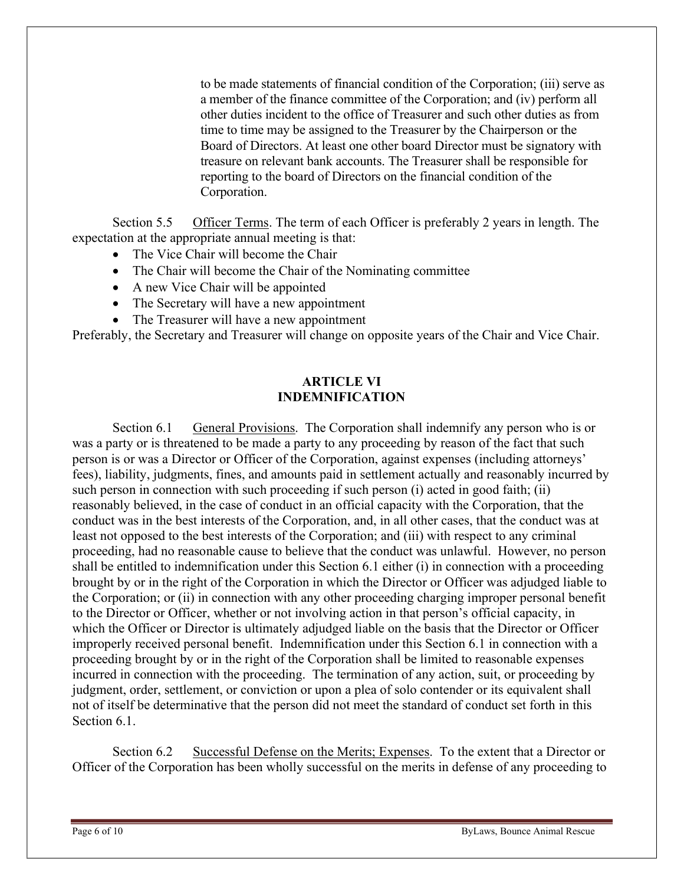to be made statements of financial condition of the Corporation; (iii) serve as a member of the finance committee of the Corporation; and (iv) perform all other duties incident to the office of Treasurer and such other duties as from time to time may be assigned to the Treasurer by the Chairperson or the Board of Directors. At least one other board Director must be signatory with treasure on relevant bank accounts. The Treasurer shall be responsible for reporting to the board of Directors on the financial condition of the Corporation.

Section 5.5 Officer Terms. The term of each Officer is preferably 2 years in length. The expectation at the appropriate annual meeting is that:

- The Vice Chair will become the Chair
- The Chair will become the Chair of the Nominating committee
- A new Vice Chair will be appointed
- The Secretary will have a new appointment
- The Treasurer will have a new appointment

Preferably, the Secretary and Treasurer will change on opposite years of the Chair and Vice Chair.

## ARTICLE VI
## INDEMNIFICATION

Section 6.1 General Provisions. The Corporation shall indemnify any person who is or was a party or is threatened to be made a party to any proceeding by reason of the fact that such person is or was a Director or Officer of the Corporation, against expenses (including attorneys' fees), liability, judgments, fines, and amounts paid in settlement actually and reasonably incurred by such person in connection with such proceeding if such person (i) acted in good faith; (ii) reasonably believed, in the case of conduct in an official capacity with the Corporation, that the conduct was in the best interests of the Corporation, and, in all other cases, that the conduct was at least not opposed to the best interests of the Corporation; and (iii) with respect to any criminal proceeding, had no reasonable cause to believe that the conduct was unlawful. However, no person shall be entitled to indemnification under this Section 6.1 either (i) in connection with a proceeding brought by or in the right of the Corporation in which the Director or Officer was adjudged liable to the Corporation; or (ii) in connection with any other proceeding charging improper personal benefit to the Director or Officer, whether or not involving action in that person's official capacity, in which the Officer or Director is ultimately adjudged liable on the basis that the Director or Officer improperly received personal benefit. Indemnification under this Section 6.1 in connection with a proceeding brought by or in the right of the Corporation shall be limited to reasonable expenses incurred in connection with the proceeding. The termination of any action, suit, or proceeding by judgment, order, settlement, or conviction or upon a plea of solo contender or its equivalent shall not of itself be determinative that the person did not meet the standard of conduct set forth in this Section 6.1.

Section 6.2 Successful Defense on the Merits; Expenses. To the extent that a Director or Officer of the Corporation has been wholly successful on the merits in defense of any proceeding to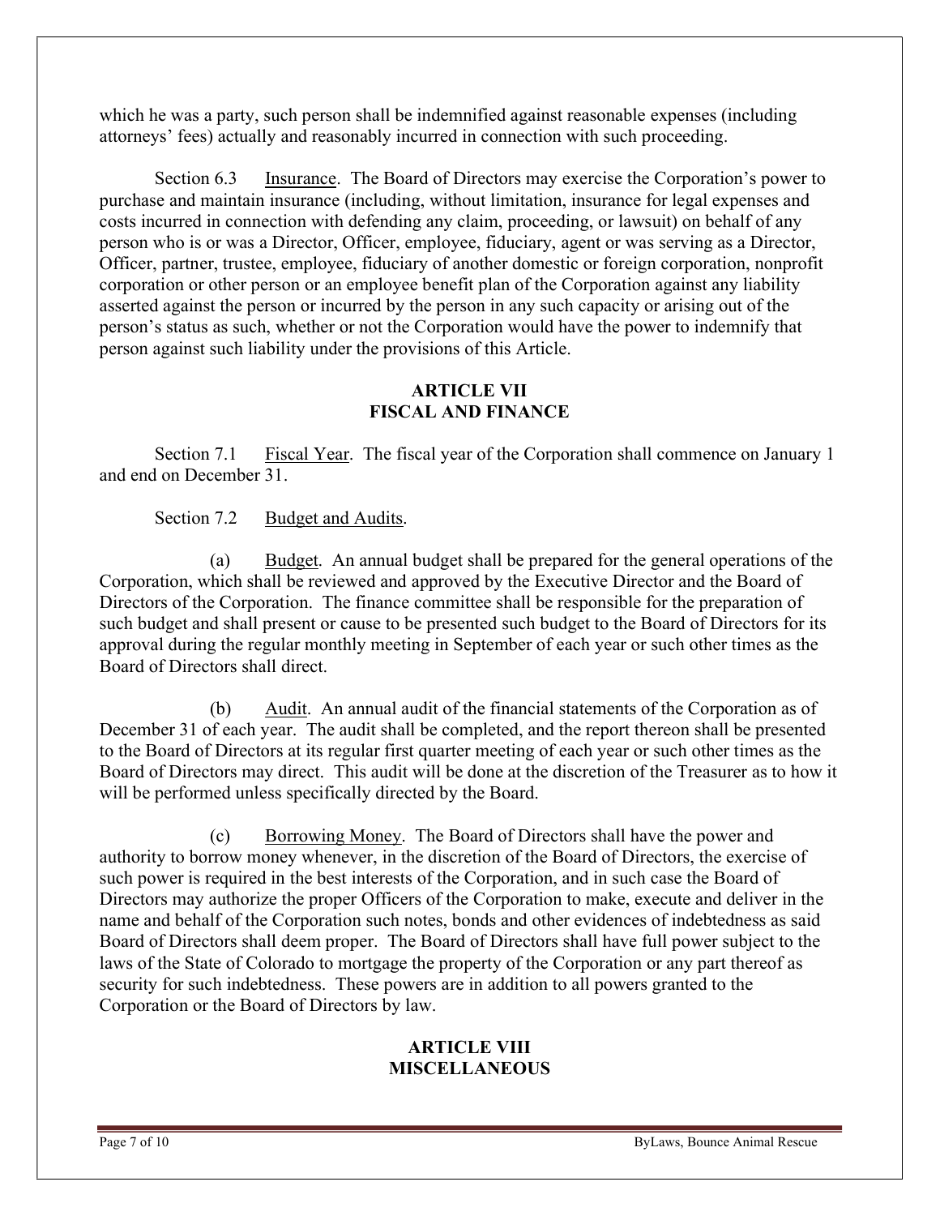which he was a party, such person shall be indemnified against reasonable expenses (including attorneys' fees) actually and reasonably incurred in connection with such proceeding.

Section 6.3 Insurance. The Board of Directors may exercise the Corporation's power to purchase and maintain insurance (including, without limitation, insurance for legal expenses and costs incurred in connection with defending any claim, proceeding, or lawsuit) on behalf of any person who is or was a Director, Officer, employee, fiduciary, agent or was serving as a Director, Officer, partner, trustee, employee, fiduciary of another domestic or foreign corporation, nonprofit corporation or other person or an employee benefit plan of the Corporation against any liability asserted against the person or incurred by the person in any such capacity or arising out of the person's status as such, whether or not the Corporation would have the power to indemnify that person against such liability under the provisions of this Article.

## ARTICLE VII
## FISCAL AND FINANCE

Section 7.1 Fiscal Year. The fiscal year of the Corporation shall commence on January 1 and end on December 31.

Section 7.2 Budget and Audits.

(a) Budget. An annual budget shall be prepared for the general operations of the Corporation, which shall be reviewed and approved by the Executive Director and the Board of Directors of the Corporation. The finance committee shall be responsible for the preparation of such budget and shall present or cause to be presented such budget to the Board of Directors for its approval during the regular monthly meeting in September of each year or such other times as the Board of Directors shall direct.

(b) Audit. An annual audit of the financial statements of the Corporation as of December 31 of each year. The audit shall be completed, and the report thereon shall be presented to the Board of Directors at its regular first quarter meeting of each year or such other times as the Board of Directors may direct. This audit will be done at the discretion of the Treasurer as to how it will be performed unless specifically directed by the Board.

(c) Borrowing Money. The Board of Directors shall have the power and authority to borrow money whenever, in the discretion of the Board of Directors, the exercise of such power is required in the best interests of the Corporation, and in such case the Board of Directors may authorize the proper Officers of the Corporation to make, execute and deliver in the name and behalf of the Corporation such notes, bonds and other evidences of indebtedness as said Board of Directors shall deem proper. The Board of Directors shall have full power subject to the laws of the State of Colorado to mortgage the property of the Corporation or any part thereof as security for such indebtedness. These powers are in addition to all powers granted to the Corporation or the Board of Directors by law.

## ARTICLE VIII
## MISCELLANEOUS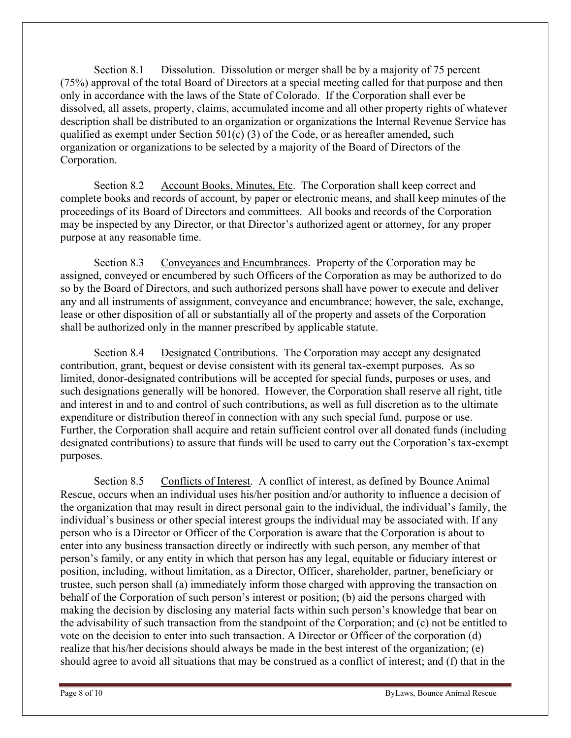Section 8.1 Dissolution. Dissolution or merger shall be by a majority of 75 percent (75%) approval of the total Board of Directors at a special meeting called for that purpose and then only in accordance with the laws of the State of Colorado. If the Corporation shall ever be dissolved, all assets, property, claims, accumulated income and all other property rights of whatever description shall be distributed to an organization or organizations the Internal Revenue Service has qualified as exempt under Section 501(c) (3) of the Code, or as hereafter amended, such organization or organizations to be selected by a majority of the Board of Directors of the Corporation.

Section 8.2 Account Books, Minutes, Etc. The Corporation shall keep correct and complete books and records of account, by paper or electronic means, and shall keep minutes of the proceedings of its Board of Directors and committees. All books and records of the Corporation may be inspected by any Director, or that Director's authorized agent or attorney, for any proper purpose at any reasonable time.

Section 8.3 Conveyances and Encumbrances. Property of the Corporation may be assigned, conveyed or encumbered by such Officers of the Corporation as may be authorized to do so by the Board of Directors, and such authorized persons shall have power to execute and deliver any and all instruments of assignment, conveyance and encumbrance; however, the sale, exchange, lease or other disposition of all or substantially all of the property and assets of the Corporation shall be authorized only in the manner prescribed by applicable statute.

Section 8.4 Designated Contributions. The Corporation may accept any designated contribution, grant, bequest or devise consistent with its general tax-exempt purposes. As so limited, donor-designated contributions will be accepted for special funds, purposes or uses, and such designations generally will be honored. However, the Corporation shall reserve all right, title and interest in and to and control of such contributions, as well as full discretion as to the ultimate expenditure or distribution thereof in connection with any such special fund, purpose or use. Further, the Corporation shall acquire and retain sufficient control over all donated funds (including designated contributions) to assure that funds will be used to carry out the Corporation's tax-exempt purposes.

Section 8.5 Conflicts of Interest. A conflict of interest, as defined by Bounce Animal Rescue, occurs when an individual uses his/her position and/or authority to influence a decision of the organization that may result in direct personal gain to the individual, the individual's family, the individual's business or other special interest groups the individual may be associated with. If any person who is a Director or Officer of the Corporation is aware that the Corporation is about to enter into any business transaction directly or indirectly with such person, any member of that person's family, or any entity in which that person has any legal, equitable or fiduciary interest or position, including, without limitation, as a Director, Officer, shareholder, partner, beneficiary or trustee, such person shall (a) immediately inform those charged with approving the transaction on behalf of the Corporation of such person's interest or position; (b) aid the persons charged with making the decision by disclosing any material facts within such person's knowledge that bear on the advisability of such transaction from the standpoint of the Corporation; and (c) not be entitled to vote on the decision to enter into such transaction. A Director or Officer of the corporation (d) realize that his/her decisions should always be made in the best interest of the organization; (e) should agree to avoid all situations that may be construed as a conflict of interest; and (f) that in the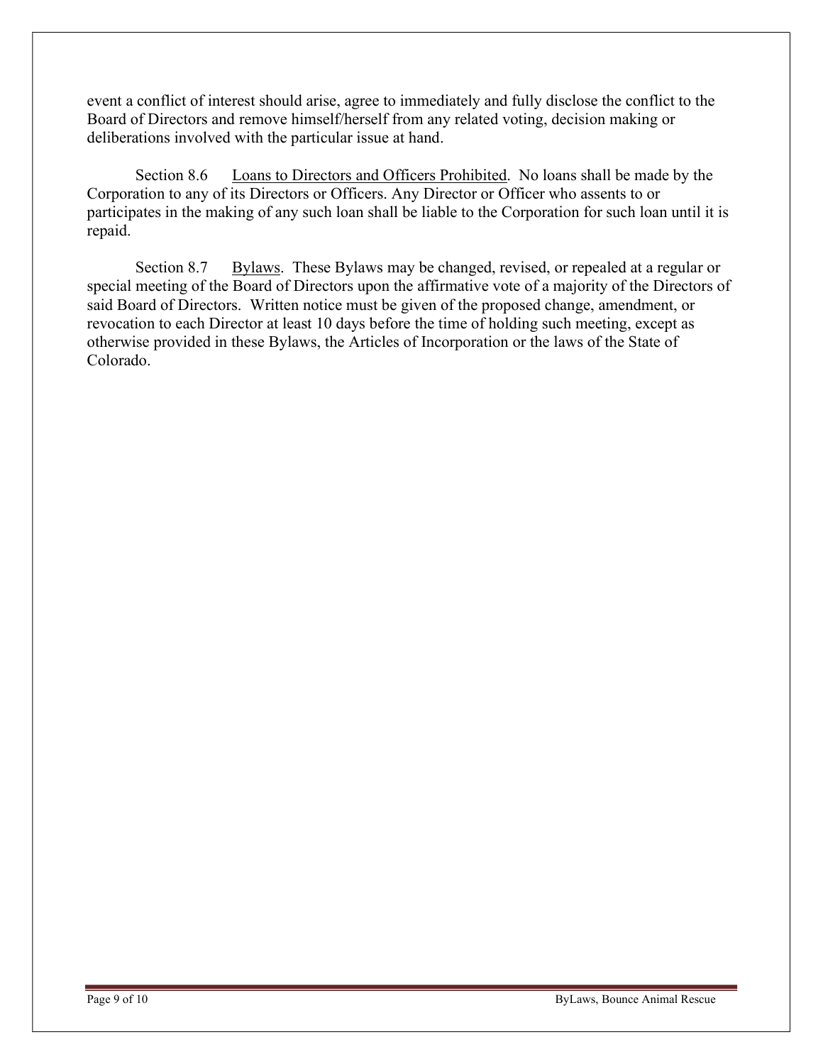event a conflict of interest should arise, agree to immediately and fully disclose the conflict to the Board of Directors and remove himself/herself from any related voting, decision making or deliberations involved with the particular issue at hand.

Section 8.6 Loans to Directors and Officers Prohibited. No loans shall be made by the Corporation to any of its Directors or Officers. Any Director or Officer who assents to or participates in the making of any such loan shall be liable to the Corporation for such loan until it is repaid.

Section 8.7 Bylaws. These Bylaws may be changed, revised, or repealed at a regular or special meeting of the Board of Directors upon the affirmative vote of a majority of the Directors of said Board of Directors. Written notice must be given of the proposed change, amendment, or revocation to each Director at least 10 days before the time of holding such meeting, except as otherwise provided in these Bylaws, the Articles of Incorporation or the laws of the State of Colorado.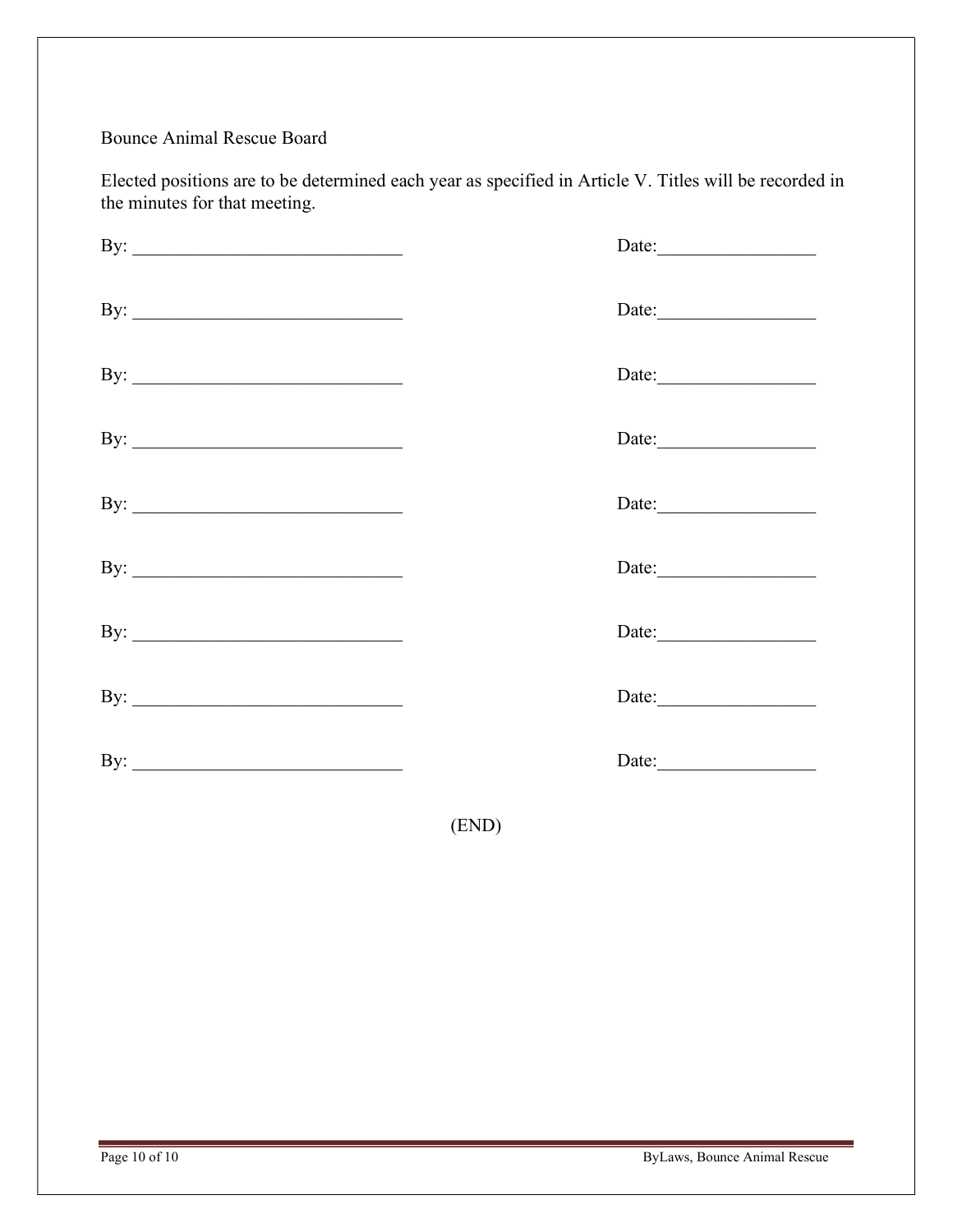Bounce Animal Rescue Board

Elected positions are to be determined each year as specified in Article V. Titles will be recorded in the minutes for that meeting.

By: ______________________________ Date:_________________

By: ______________________________ Date:_________________

By: ______________________________ Date:_________________

By: ______________________________ Date:_________________

By: ______________________________ Date:_________________

By: ______________________________ Date:_________________

By: ______________________________ Date:_________________

By: ______________________________ Date:_________________

By: ______________________________ Date:_________________

(END)